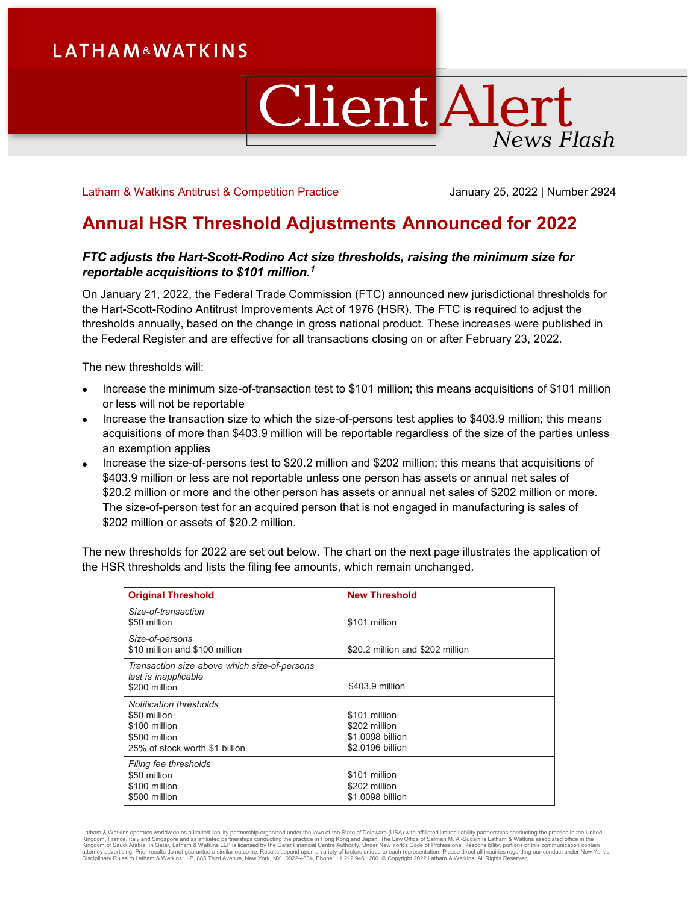LATHAM & WATKINS

# Client Alert
*News Flash*

Latham & Watkins Antitrust & Competition Practice

January 25, 2022 | Number 2924

## Annual HSR Threshold Adjustments Announced for 2022

***FTC adjusts the Hart-Scott-Rodino Act size thresholds, raising the minimum size for reportable acquisitions to $101 million.[1]***

On January 21, 2022, the Federal Trade Commission (FTC) announced new jurisdictional thresholds for the Hart-Scott-Rodino Antitrust Improvements Act of 1976 (HSR). The FTC is required to adjust the thresholds annually, based on the change in gross national product. These increases were published in the Federal Register and are effective for all transactions closing on or after February 23, 2022.

The new thresholds will:

- Increase the minimum size-of-transaction test to $101 million; this means acquisitions of $101 million or less will not be reportable
- Increase the transaction size to which the size-of-persons test applies to $403.9 million; this means acquisitions of more than $403.9 million will be reportable regardless of the size of the parties unless an exemption applies
- Increase the size-of-persons test to $20.2 million and $202 million; this means that acquisitions of $403.9 million or less are not reportable unless one person has assets or annual net sales of $20.2 million or more and the other person has assets or annual net sales of $202 million or more. The size-of-person test for an acquired person that is not engaged in manufacturing is sales of $202 million or assets of $20.2 million.

The new thresholds for 2022 are set out below. The chart on the next page illustrates the application of the HSR thresholds and lists the filing fee amounts, which remain unchanged.

| Original Threshold | New Threshold |
|---|---|
| *Size-of-transaction*<br>$50 million | $101 million |
| *Size-of-persons*<br>$10 million and $100 million | $20.2 million and $202 million |
| *Transaction size above which size-of-persons test is inapplicable*<br>$200 million | $403.9 million |
| *Notification thresholds*<br>$50 million<br>$100 million<br>$500 million<br>25% of stock worth $1 billion | <br>$101 million<br>$202 million<br>$1.0098 billion<br>$2.0196 billion |
| *Filing fee thresholds*<br>$50 million<br>$100 million<br>$500 million | <br>$101 million<br>$202 million<br>$1.0098 billion |

Latham & Watkins operates worldwide as a limited liability partnership organized under the laws of the State of Delaware (USA) with affiliated limited liability partnerships conducting the practice in the United Kingdom, France, Italy and Singapore and as affiliated partnerships conducting the practice in Hong Kong and Japan. The Law Office of Salman M. Al-Sudairi is Latham & Watkins associated office in the Kingdom of Saudi Arabia. In Qatar, Latham & Watkins LLP is licensed by the Qatar Financial Centre Authority. Under New York's Code of Professional Responsibility, portions of this communication contain attorney advertising. Prior results do not guarantee a similar outcome. Results depend upon a variety of factors unique to each representation. Please direct all inquiries regarding our conduct under New York's Disciplinary Rules to Latham & Watkins LLP, 885 Third Avenue, New York, NY 10022-4834, Phone: +1.212.906.1200. © Copyright 2022 Latham & Watkins. All Rights Reserved.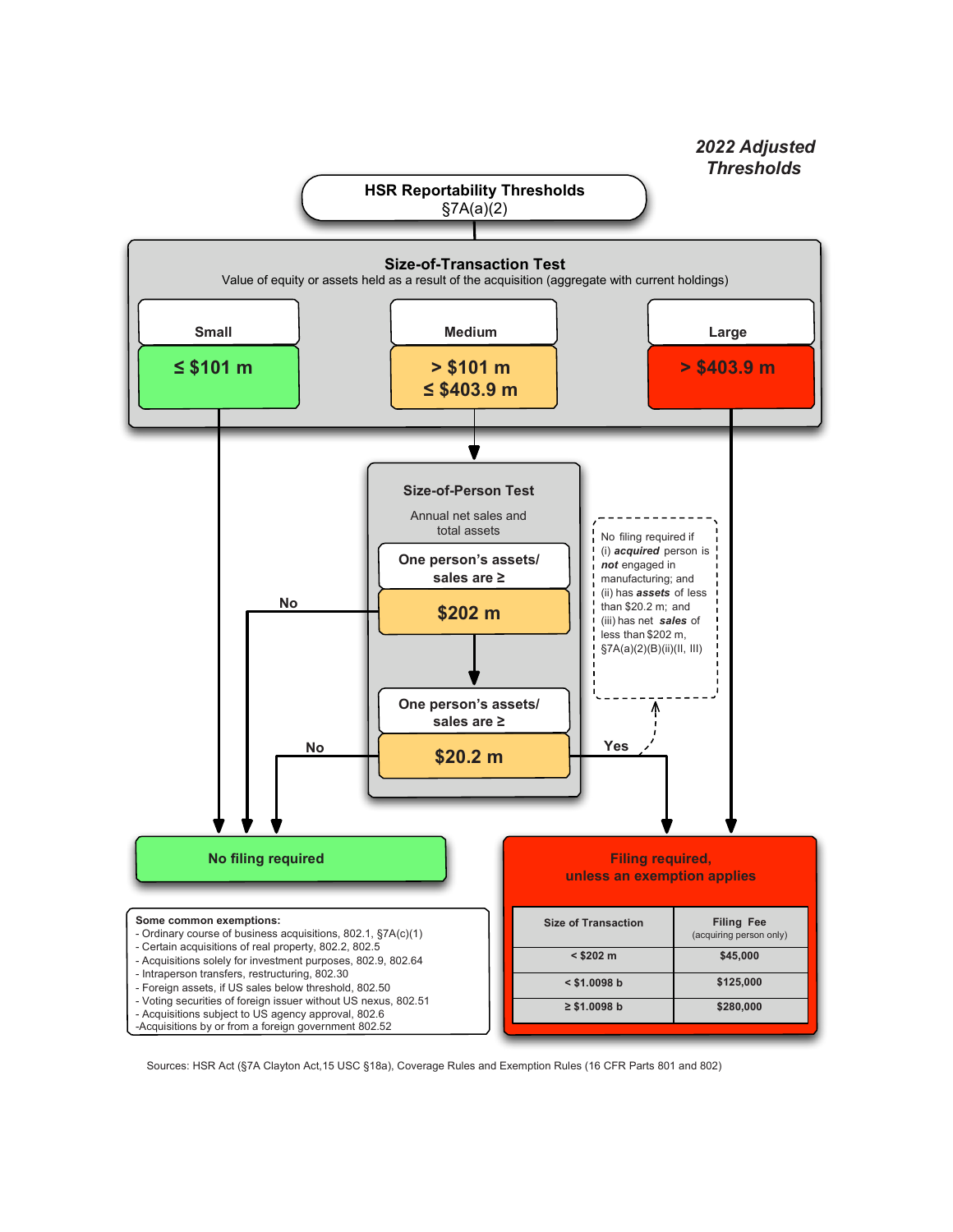*2022 Adjusted Thresholds*

## HSR Reportability Thresholds
§7A(a)(2)

### Size-of-Transaction Test

Value of equity or assets held as a result of the acquisition (aggregate with current holdings)

| Small | Medium | Large |
|---|---|---|
| ≤ $101 m | > $101 m ≤ $403.9 m | > $403.9 m |

- **Small (≤ $101 m)** → No filing required
- **Large (> $403.9 m)** → Filing required, unless an exemption applies
- **Medium (> $101 m ≤ $403.9 m)** → Size-of-Person Test

### Size-of-Person Test

Annual net sales and total assets

**One person's assets/ sales are ≥ $202 m**

- No → No filing required
- Yes → next test

**One person's assets/ sales are ≥ $20.2 m**

- No → No filing required
- Yes → Filing required, unless an exemption applies

No filing required if (i) ***acquired*** person is ***not*** engaged in manufacturing; and (ii) has ***assets*** of less than $20.2 m; and (iii) has net ***sales*** of less than $202 m, §7A(a)(2)(B)(ii)(II, III)

### No filing required

**Some common exemptions:**

- Ordinary course of business acquisitions, 802.1, §7A(c)(1)
- Certain acquisitions of real property, 802.2, 802.5
- Acquisitions solely for investment purposes, 802.9, 802.64
- Intraperson transfers, restructuring, 802.30
- Foreign assets, if US sales below threshold, 802.50
- Voting securities of foreign issuer without US nexus, 802.51
- Acquisitions subject to US agency approval, 802.6
- Acquisitions by or from a foreign government 802.52

### Filing required, unless an exemption applies

| Size of Transaction | Filing Fee (acquiring person only) |
|---|---|
| < $202 m | $45,000 |
| < $1.0098 b | $125,000 |
| ≥ $1.0098 b | $280,000 |

Sources: HSR Act (§7A Clayton Act,15 USC §18a), Coverage Rules and Exemption Rules (16 CFR Parts 801 and 802)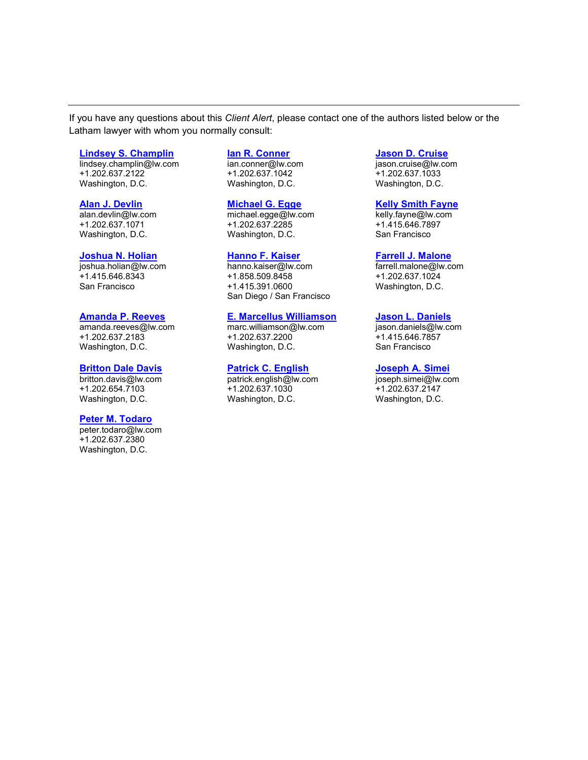If you have any questions about this *Client Alert*, please contact one of the authors listed below or the Latham lawyer with whom you normally consult:

**Lindsey S. Champlin**
lindsey.champlin@lw.com
+1.202.637.2122
Washington, D.C.

**Ian R. Conner**
ian.conner@lw.com
+1.202.637.1042
Washington, D.C.

**Jason D. Cruise**
jason.cruise@lw.com
+1.202.637.1033
Washington, D.C.

**Alan J. Devlin**
alan.devlin@lw.com
+1.202.637.1071
Washington, D.C.

**Michael G. Egge**
michael.egge@lw.com
+1.202.637.2285
Washington, D.C.

**Kelly Smith Fayne**
kelly.fayne@lw.com
+1.415.646.7897
San Francisco

**Joshua N. Holian**
joshua.holian@lw.com
+1.415.646.8343
San Francisco

**Hanno F. Kaiser**
hanno.kaiser@lw.com
+1.858.509.8458
+1.415.391.0600
San Diego / San Francisco

**Farrell J. Malone**
farrell.malone@lw.com
+1.202.637.1024
Washington, D.C.

**Amanda P. Reeves**
amanda.reeves@lw.com
+1.202.637.2183
Washington, D.C.

**E. Marcellus Williamson**
marc.williamson@lw.com
+1.202.637.2200
Washington, D.C.

**Jason L. Daniels**
jason.daniels@lw.com
+1.415.646.7857
San Francisco

**Britton Dale Davis**
britton.davis@lw.com
+1.202.654.7103
Washington, D.C.

**Patrick C. English**
patrick.english@lw.com
+1.202.637.1030
Washington, D.C.

**Joseph A. Simei**
joseph.simei@lw.com
+1.202.637.2147
Washington, D.C.

**Peter M. Todaro**
peter.todaro@lw.com
+1.202.637.2380
Washington, D.C.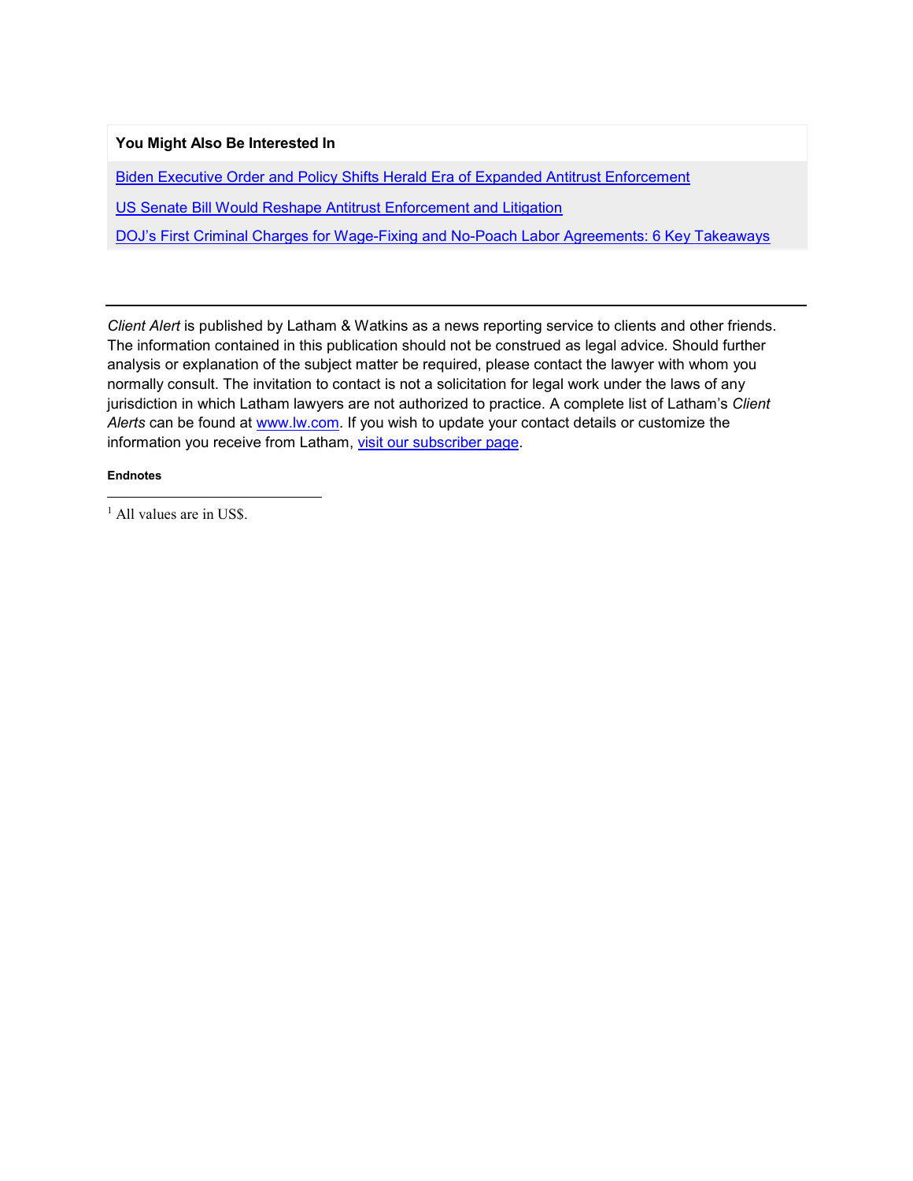**You Might Also Be Interested In**

Biden Executive Order and Policy Shifts Herald Era of Expanded Antitrust Enforcement

US Senate Bill Would Reshape Antitrust Enforcement and Litigation

DOJ's First Criminal Charges for Wage-Fixing and No-Poach Labor Agreements: 6 Key Takeaways

---

*Client Alert* is published by Latham & Watkins as a news reporting service to clients and other friends. The information contained in this publication should not be construed as legal advice. Should further analysis or explanation of the subject matter be required, please contact the lawyer with whom you normally consult. The invitation to contact is not a solicitation for legal work under the laws of any jurisdiction in which Latham lawyers are not authorized to practice. A complete list of Latham's *Client Alerts* can be found at www.lw.com. If you wish to update your contact details or customize the information you receive from Latham, visit our subscriber page.

**Endnotes**

[1] All values are in US$.